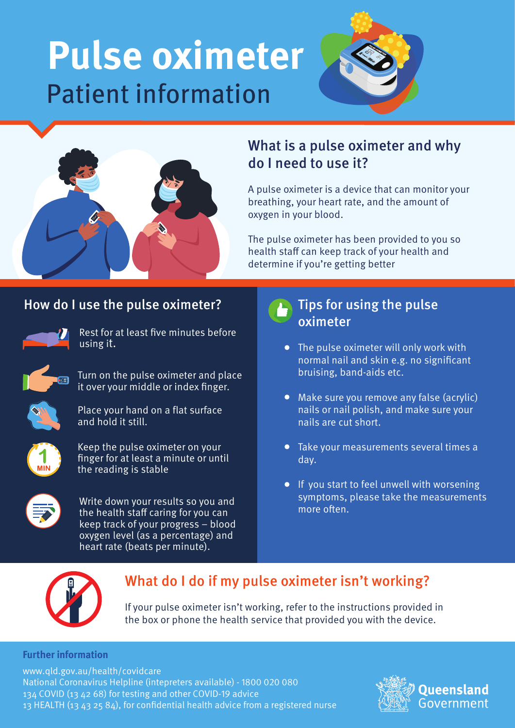# Pulse oximeter

## Patient information

### What is a pulse oximeter and why do I need to use it?

A pulse oximeter is a device that can monitor your breathing, your heart rate, and the amount of oxygen in your blood.

The pulse oximeter has been provided to you so health staff can keep track of your health and determine if you're getting better

### How do I use the pulse oximeter?

- Rest for at least five minutes before using it.
- Turn on the pulse oximeter and place it over your middle or index finger.
- Place your hand on a flat surface and hold it still.
- Keep the pulse oximeter on your finger for at least a minute or until the reading is stable
- Write down your results so you and the health staff caring for you can keep track of your progress – blood oxygen level (as a percentage) and heart rate (beats per minute).

### Tips for using the pulse oximeter

- The pulse oximeter will only work with normal nail and skin e.g. no significant bruising, band-aids etc.
- Make sure you remove any false (acrylic) nails or nail polish, and make sure your nails are cut short.
- Take your measurements several times a day.
- If you start to feel unwell with worsening symptoms, please take the measurements more often.

### What do I do if my pulse oximeter isn't working?

If your pulse oximeter isn't working, refer to the instructions provided in the box or phone the health service that provided you with the device.

**Further information**

www.qld.gov.au/health/covidcare
National Coronavirus Helpline (intepreters available) - 1800 020 080
134 COVID (13 42 68) for testing and other COVID-19 advice
13 HEALTH (13 43 25 84), for confidential health advice from a registered nurse

Queensland Government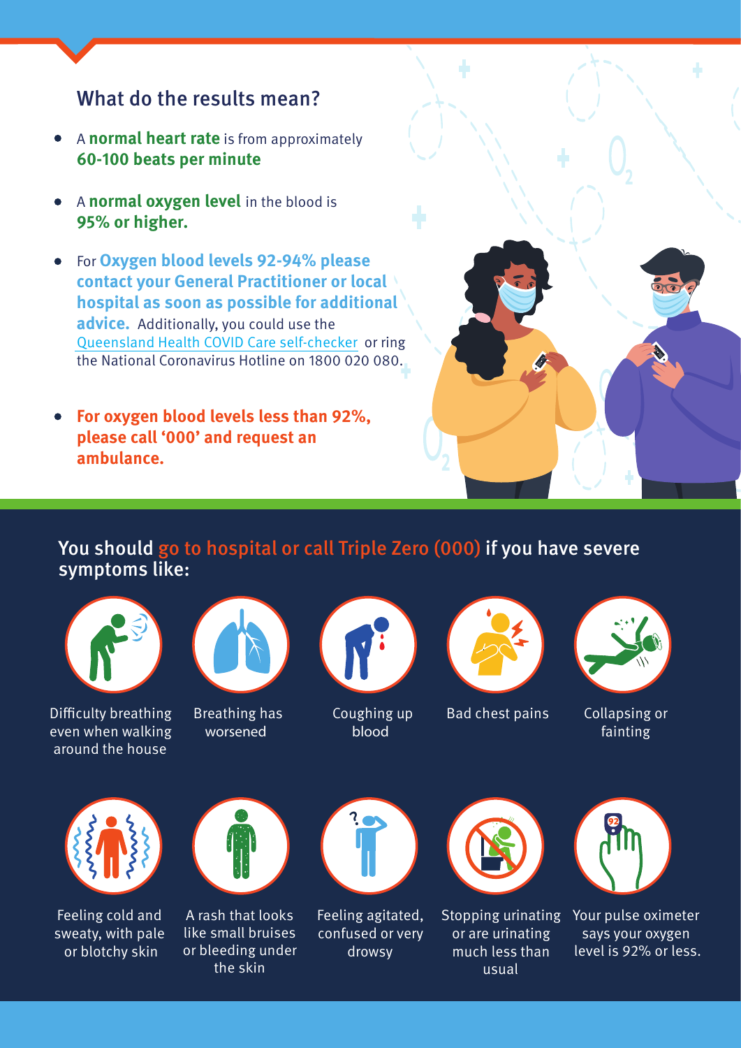## What do the results mean?

- A **normal heart rate** is from approximately **60-100 beats per minute**
- A **normal oxygen level** in the blood is **95% or higher.**
- For **Oxygen blood levels 92-94% please contact your General Practitioner or local hospital as soon as possible for additional advice.** Additionally, you could use the Queensland Health COVID Care self-checker or ring the National Coronavirus Hotline on 1800 020 080.
- **For oxygen blood levels less than 92%, please call '000' and request an ambulance.**

## You should go to hospital or call Triple Zero (000) if you have severe symptoms like:

- Difficulty breathing even when walking around the house
- Breathing has worsened
- Coughing up blood
- Bad chest pains
- Collapsing or fainting
- Feeling cold and sweaty, with pale or blotchy skin
- A rash that looks like small bruises or bleeding under the skin
- Feeling agitated, confused or very drowsy
- Stopping urinating or are urinating much less than usual
- Your pulse oximeter says your oxygen level is 92% or less.